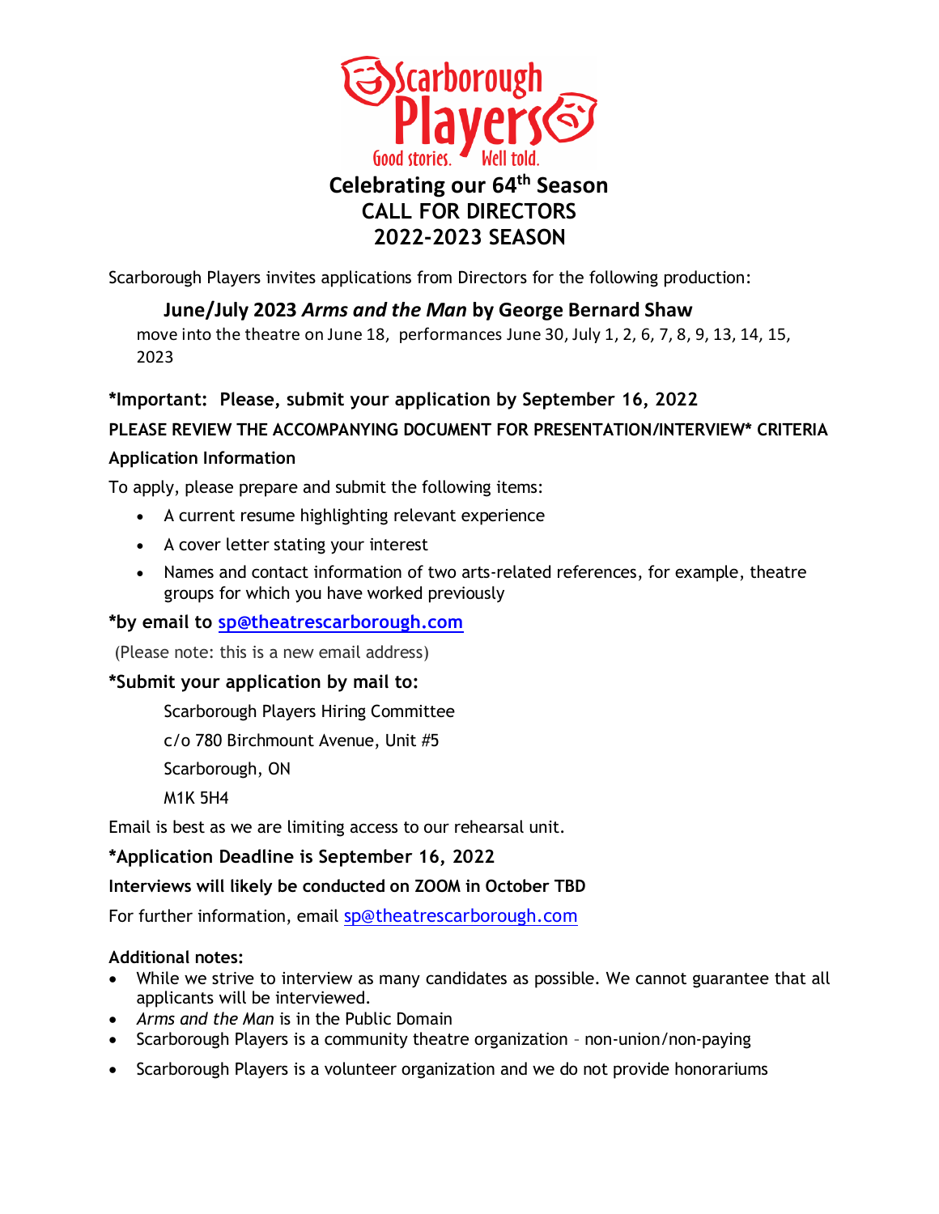Scarborough Players

Good stories. Well told.

# Celebrating our 64th Season
# CALL FOR DIRECTORS
# 2022-2023 SEASON

Scarborough Players invites applications from Directors for the following production:

**June/July 2023 *Arms and the Man* by George Bernard Shaw**

move into the theatre on June 18, performances June 30, July 1, 2, 6, 7, 8, 9, 13, 14, 15, 2023

**\*Important: Please, submit your application by September 16, 2022**

**PLEASE REVIEW THE ACCOMPANYING DOCUMENT FOR PRESENTATION/INTERVIEW\* CRITERIA**

**Application Information**

To apply, please prepare and submit the following items:

- A current resume highlighting relevant experience
- A cover letter stating your interest
- Names and contact information of two arts-related references, for example, theatre groups for which you have worked previously

**\*by email to sp@theatrescarborough.com**

(Please note: this is a new email address)

**\*Submit your application by mail to:**

Scarborough Players Hiring Committee

c/o 780 Birchmount Avenue, Unit #5

Scarborough, ON

M1K 5H4

Email is best as we are limiting access to our rehearsal unit.

**\*Application Deadline is September 16, 2022**

**Interviews will likely be conducted on ZOOM in October TBD**

For further information, email sp@theatrescarborough.com

**Additional notes:**

- While we strive to interview as many candidates as possible. We cannot guarantee that all applicants will be interviewed.
- *Arms and the Man* is in the Public Domain
- Scarborough Players is a community theatre organization – non-union/non-paying
- Scarborough Players is a volunteer organization and we do not provide honorariums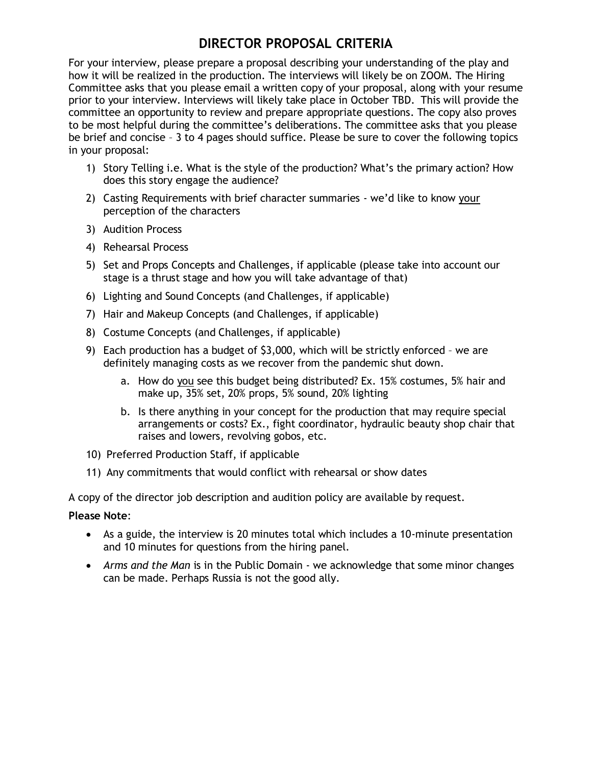# DIRECTOR PROPOSAL CRITERIA

For your interview, please prepare a proposal describing your understanding of the play and how it will be realized in the production. The interviews will likely be on ZOOM. The Hiring Committee asks that you please email a written copy of your proposal, along with your resume prior to your interview. Interviews will likely take place in October TBD. This will provide the committee an opportunity to review and prepare appropriate questions. The copy also proves to be most helpful during the committee's deliberations. The committee asks that you please be brief and concise – 3 to 4 pages should suffice. Please be sure to cover the following topics in your proposal:

1) Story Telling i.e. What is the style of the production? What's the primary action? How does this story engage the audience?
2) Casting Requirements with brief character summaries - we'd like to know <u>your</u> perception of the characters
3) Audition Process
4) Rehearsal Process
5) Set and Props Concepts and Challenges, if applicable (please take into account our stage is a thrust stage and how you will take advantage of that)
6) Lighting and Sound Concepts (and Challenges, if applicable)
7) Hair and Makeup Concepts (and Challenges, if applicable)
8) Costume Concepts (and Challenges, if applicable)
9) Each production has a budget of $3,000, which will be strictly enforced – we are definitely managing costs as we recover from the pandemic shut down.
    a. How do <u>you</u> see this budget being distributed? Ex. 15% costumes, 5% hair and make up, 35% set, 20% props, 5% sound, 20% lighting
    b. Is there anything in your concept for the production that may require special arrangements or costs? Ex., fight coordinator, hydraulic beauty shop chair that raises and lowers, revolving gobos, etc.
10) Preferred Production Staff, if applicable
11) Any commitments that would conflict with rehearsal or show dates

A copy of the director job description and audition policy are available by request.

**Please Note**:

- As a guide, the interview is 20 minutes total which includes a 10-minute presentation and 10 minutes for questions from the hiring panel.
- *Arms and the Man* is in the Public Domain - we acknowledge that some minor changes can be made. Perhaps Russia is not the good ally.